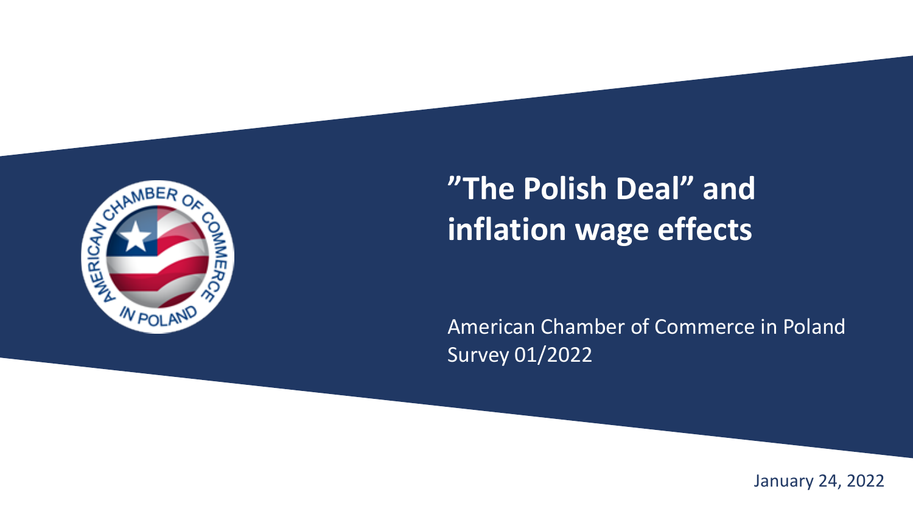# ”The Polish Deal” and inflation wage effects

American Chamber of Commerce in Poland
Survey 01/2022

January 24, 2022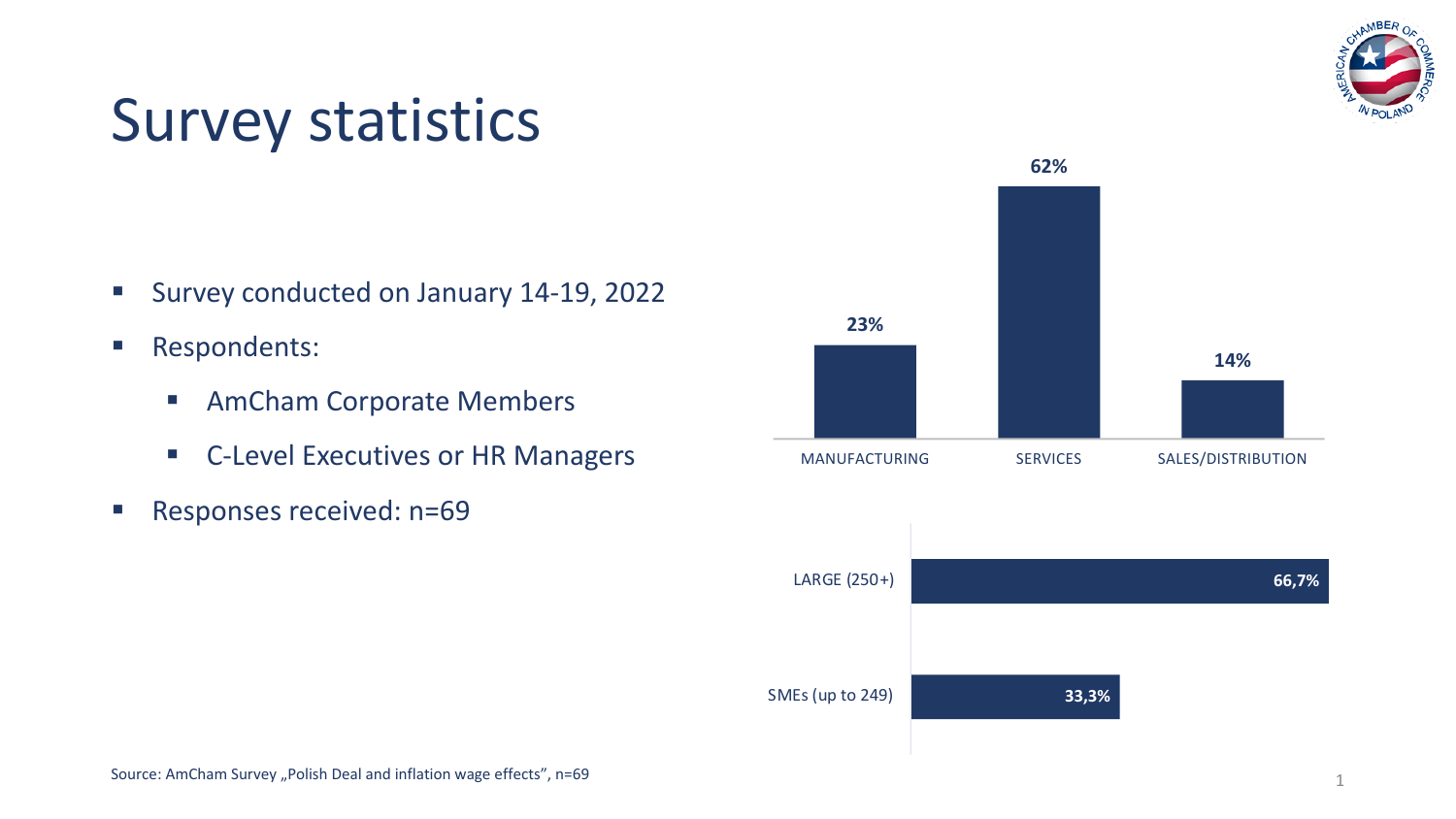# Survey statistics

- Survey conducted on January 14-19, 2022
- Respondents:
  - AmCham Corporate Members
  - C-Level Executives or HR Managers
- Responses received: n=69

| MANUFACTURING | SERVICES | SALES/DISTRIBUTION |
|---|---|---|
| 23% | 62% | 14% |

| Company size | Share |
|---|---|
| LARGE (250+) | 66,7% |
| SMEs (up to 249) | 33,3% |

Source: AmCham Survey „Polish Deal and inflation wage effects", n=69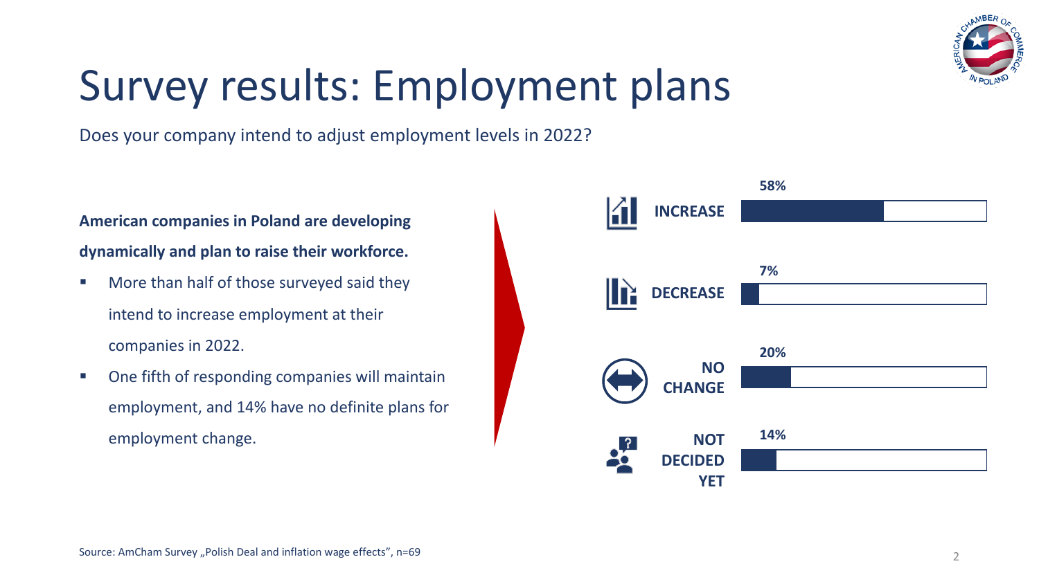# Survey results: Employment plans

Does your company intend to adjust employment levels in 2022?

**American companies in Poland are developing dynamically and plan to raise their workforce.**

- More than half of those surveyed said they intend to increase employment at their companies in 2022.
- One fifth of responding companies will maintain employment, and 14% have no definite plans for employment change.

| Response | Share |
| --- | --- |
| INCREASE | 58% |
| DECREASE | 7% |
| NO CHANGE | 20% |
| NOT DECIDED YET | 14% |

Source: AmCham Survey „Polish Deal and inflation wage effects", n=69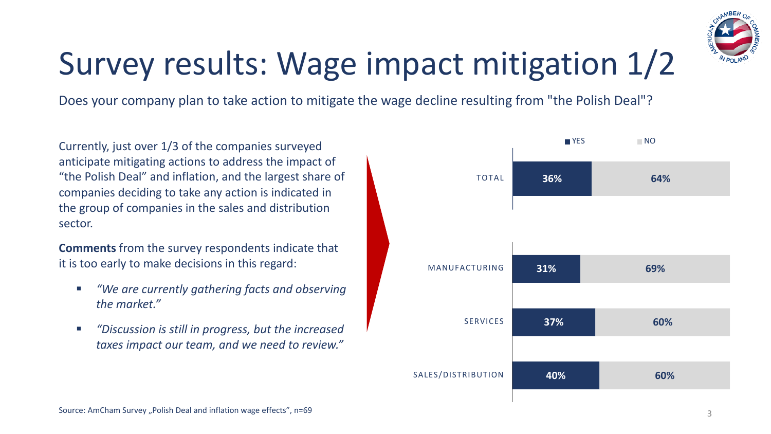# Survey results: Wage impact mitigation 1/2

Does your company plan to take action to mitigate the wage decline resulting from "the Polish Deal"?

Currently, just over 1/3 of the companies surveyed anticipate mitigating actions to address the impact of "the Polish Deal" and inflation, and the largest share of companies deciding to take any action is indicated in the group of companies in the sales and distribution sector.

**Comments** from the survey respondents indicate that it is too early to make decisions in this regard:

- *"We are currently gathering facts and observing the market."*
- *"Discussion is still in progress, but the increased taxes impact our team, and we need to review."*

| | YES | NO |
|---|---|---|
| TOTAL | 36% | 64% |
| MANUFACTURING | 31% | 69% |
| SERVICES | 37% | 60% |
| SALES/DISTRIBUTION | 40% | 60% |

Source: AmCham Survey „Polish Deal and inflation wage effects", n=69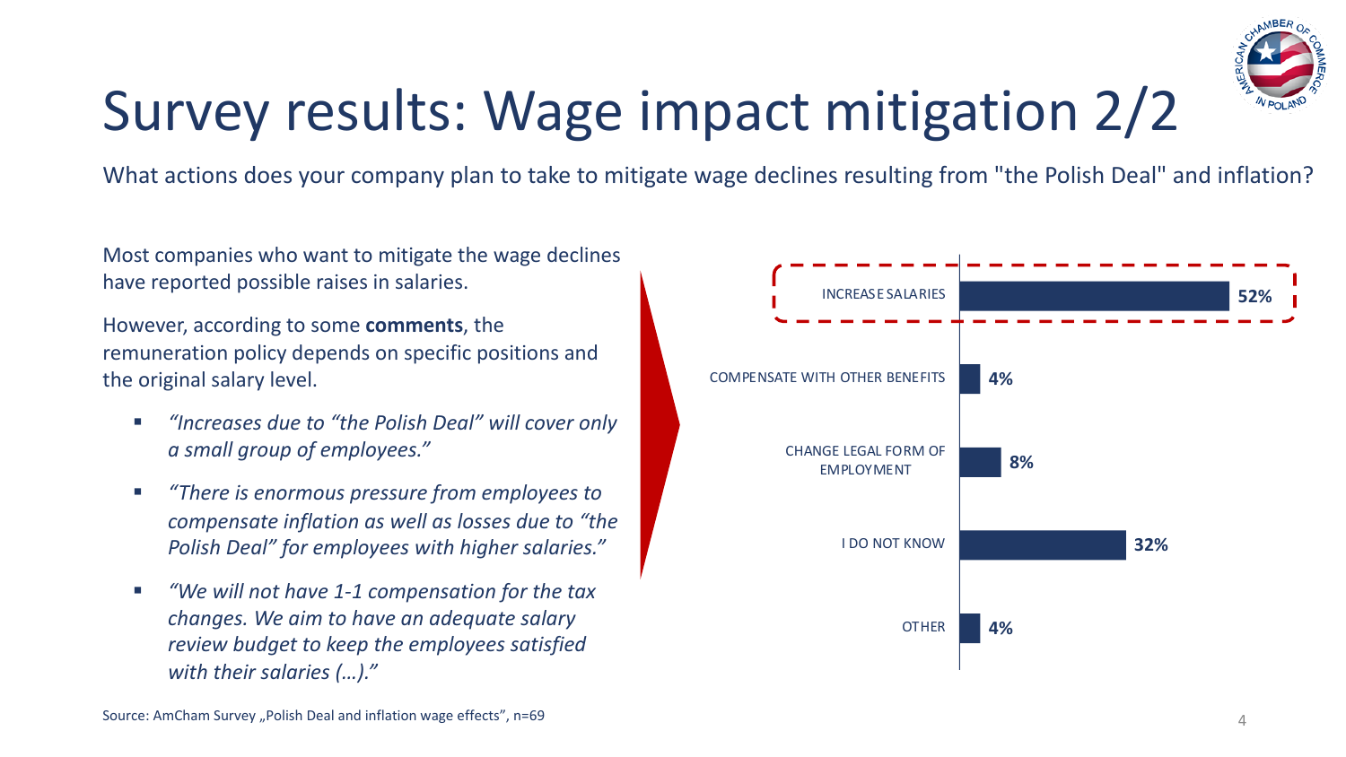# Survey results: Wage impact mitigation 2/2

What actions does your company plan to take to mitigate wage declines resulting from "the Polish Deal" and inflation?

Most companies who want to mitigate the wage declines have reported possible raises in salaries.

However, according to some **comments**, the remuneration policy depends on specific positions and the original salary level.

- *"Increases due to "the Polish Deal" will cover only a small group of employees."*
- *"There is enormous pressure from employees to compensate inflation as well as losses due to "the Polish Deal" for employees with higher salaries."*
- *"We will not have 1-1 compensation for the tax changes. We aim to have an adequate salary review budget to keep the employees satisfied with their salaries (…)."*

| Action | Share |
| --- | --- |
| INCREASE SALARIES | **52%** |
| COMPENSATE WITH OTHER BENEFITS | **4%** |
| CHANGE LEGAL FORM OF EMPLOYMENT | **8%** |
| I DO NOT KNOW | **32%** |
| OTHER | **4%** |

Source: AmCham Survey „Polish Deal and inflation wage effects", n=69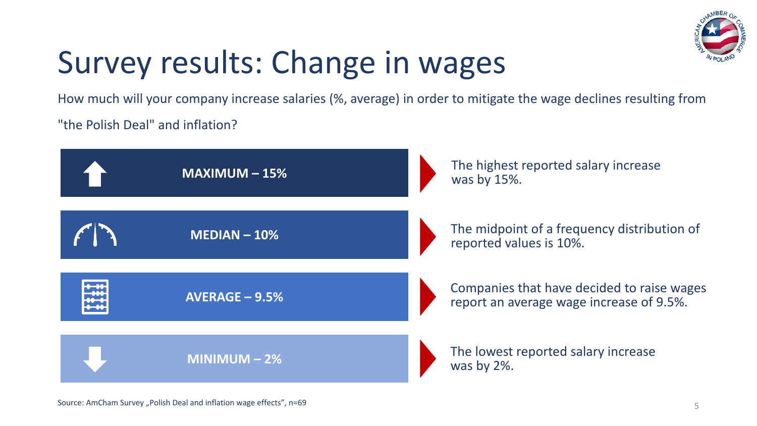# Survey results: Change in wages

How much will your company increase salaries (%, average) in order to mitigate the wage declines resulting from "the Polish Deal" and inflation?

**MAXIMUM – 15%**

The highest reported salary increase was by 15%.

**MEDIAN – 10%**

The midpoint of a frequency distribution of reported values is 10%.

**AVERAGE – 9.5%**

Companies that have decided to raise wages report an average wage increase of 9.5%.

**MINIMUM – 2%**

The lowest reported salary increase was by 2%.

Source: AmCham Survey „Polish Deal and inflation wage effects", n=69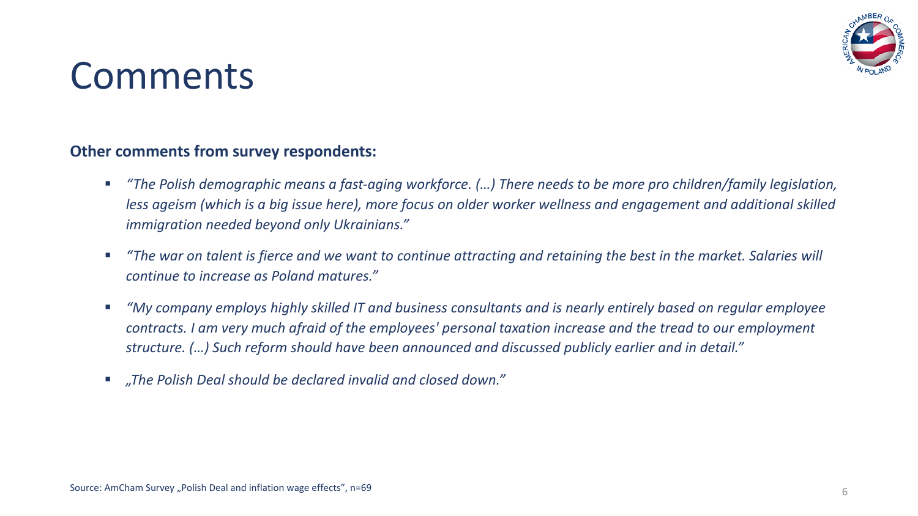# Comments

**Other comments from survey respondents:**

- *"The Polish demographic means a fast-aging workforce. (…) There needs to be more pro children/family legislation, less ageism (which is a big issue here), more focus on older worker wellness and engagement and additional skilled immigration needed beyond only Ukrainians."*
- *"The war on talent is fierce and we want to continue attracting and retaining the best in the market. Salaries will continue to increase as Poland matures."*
- *"My company employs highly skilled IT and business consultants and is nearly entirely based on regular employee contracts. I am very much afraid of the employees' personal taxation increase and the tread to our employment structure. (…) Such reform should have been announced and discussed publicly earlier and in detail."*
- *„The Polish Deal should be declared invalid and closed down."*

Source: AmCham Survey „Polish Deal and inflation wage effects", n=69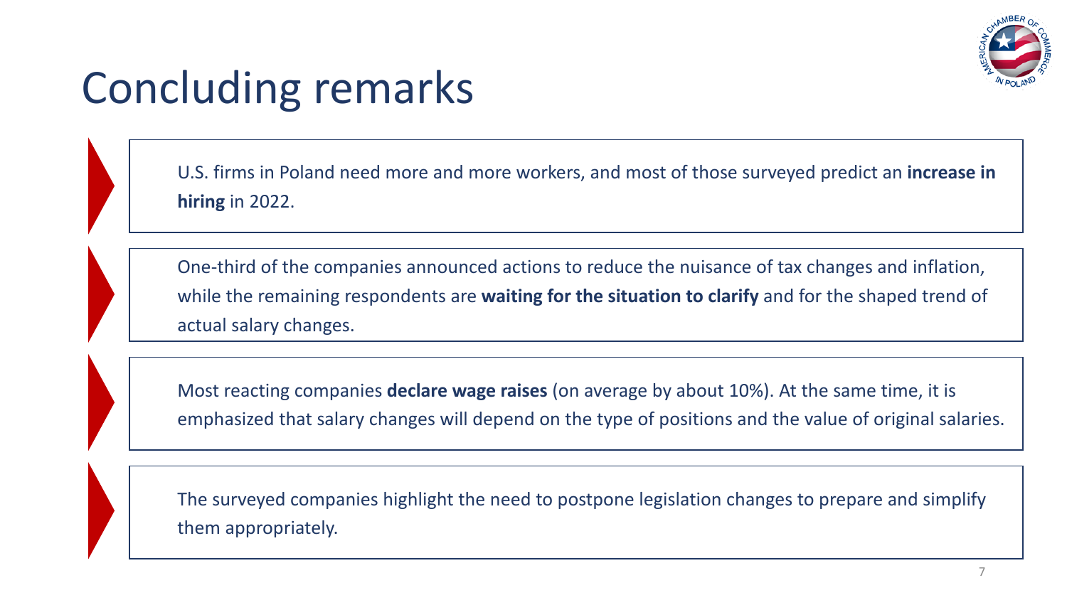# Concluding remarks

- U.S. firms in Poland need more and more workers, and most of those surveyed predict an **increase in hiring** in 2022.

- One-third of the companies announced actions to reduce the nuisance of tax changes and inflation, while the remaining respondents are **waiting for the situation to clarify** and for the shaped trend of actual salary changes.

- Most reacting companies **declare wage raises** (on average by about 10%). At the same time, it is emphasized that salary changes will depend on the type of positions and the value of original salaries.

- The surveyed companies highlight the need to postpone legislation changes to prepare and simplify them appropriately.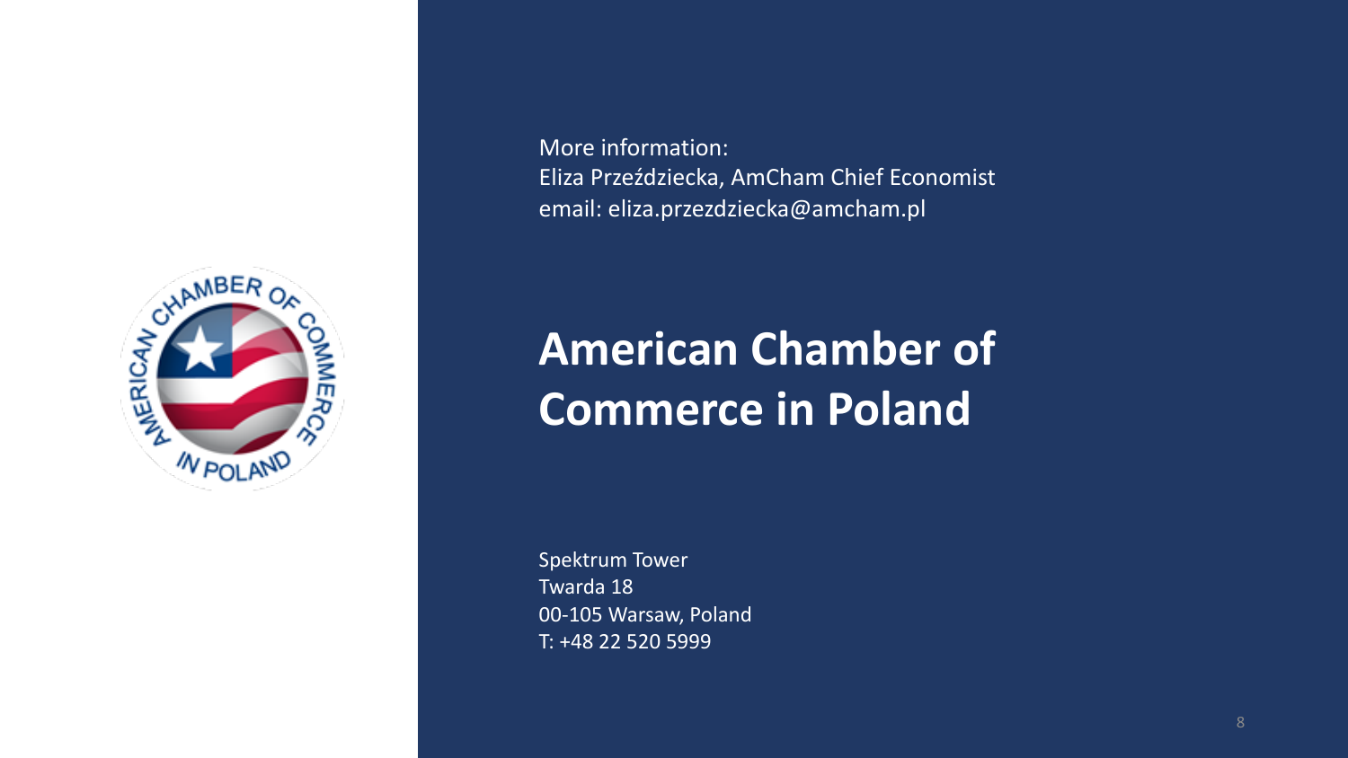More information:
Eliza Przeździecka, AmCham Chief Economist
email: eliza.przezdziecka@amcham.pl

# American Chamber of Commerce in Poland

Spektrum Tower
Twarda 18
00-105 Warsaw, Poland
T: +48 22 520 5999